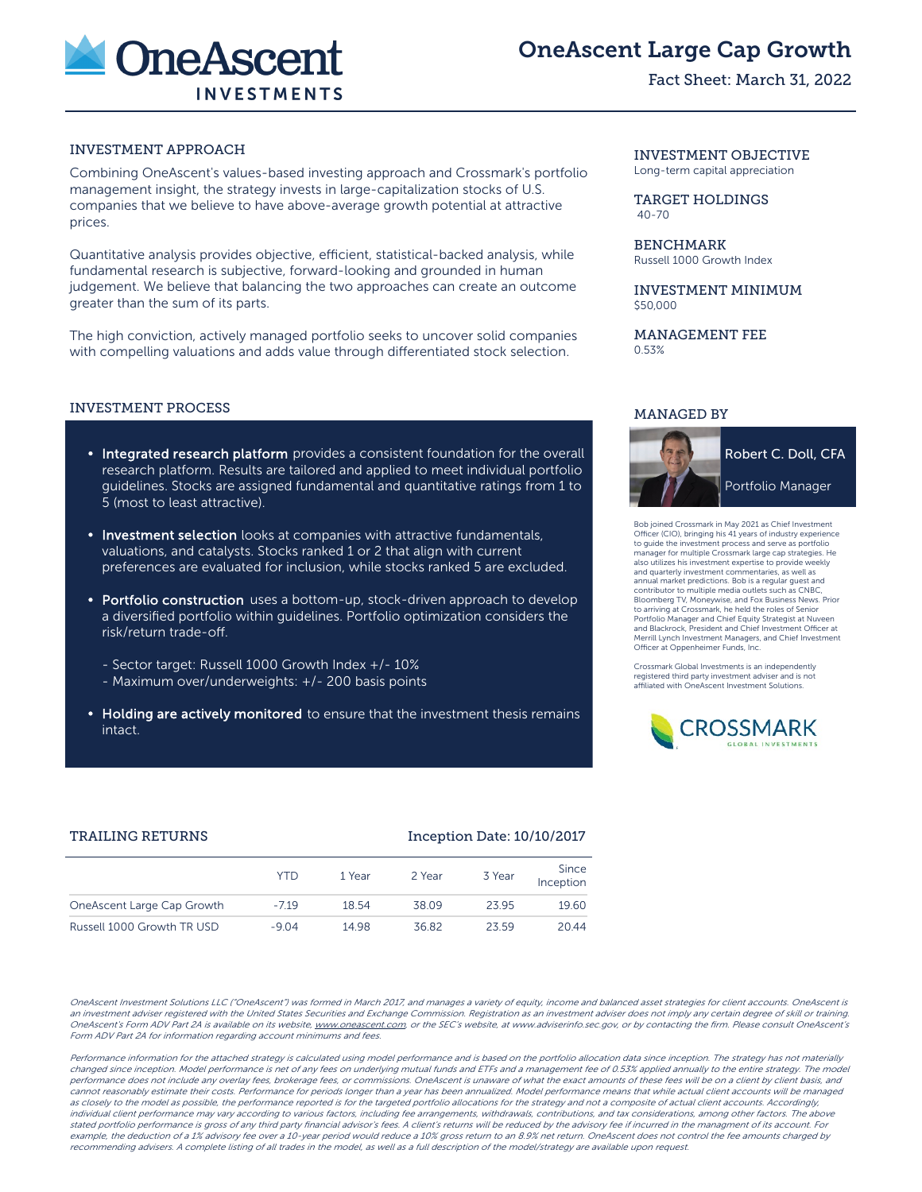# OneAscent Large Cap Growth

Fact Sheet: March 31, 2022

## INVESTMENT APPROACH

Combining OneAscent's values-based investing approach and Crossmark's portfolio management insight, the strategy invests in large-capitalization stocks of U.S. companies that we believe to have above-average growth potential at attractive prices.

Quantitative analysis provides objective, efficient, statistical-backed analysis, while fundamental research is subjective, forward-looking and grounded in human judgement. We believe that balancing the two approaches can create an outcome greater than the sum of its parts.

The high conviction, actively managed portfolio seeks to uncover solid companies with compelling valuations and adds value through differentiated stock selection.

## INVESTMENT OBJECTIVE

Long-term capital appreciation

## TARGET HOLDINGS

40-70

## BENCHMARK

Russell 1000 Growth Index

## INVESTMENT MINIMUM

$50,000

## MANAGEMENT FEE

0.53%

## INVESTMENT PROCESS

- **Integrated research platform** provides a consistent foundation for the overall research platform. Results are tailored and applied to meet individual portfolio guidelines. Stocks are assigned fundamental and quantitative ratings from 1 to 5 (most to least attractive).
- **Investment selection** looks at companies with attractive fundamentals, valuations, and catalysts. Stocks ranked 1 or 2 that align with current preferences are evaluated for inclusion, while stocks ranked 5 are excluded.
- **Portfolio construction** uses a bottom-up, stock-driven approach to develop a diversified portfolio within guidelines. Portfolio optimization considers the risk/return trade-off.
  - Sector target: Russell 1000 Growth Index +/- 10%
  - Maximum over/underweights: +/- 200 basis points
- **Holding are actively monitored** to ensure that the investment thesis remains intact.

## MANAGED BY

**Robert C. Doll, CFA**

Portfolio Manager

Bob joined Crossmark in May 2021 as Chief Investment Officer (CIO), bringing his 41 years of industry experience to guide the investment process and serve as portfolio manager for multiple Crossmark large cap strategies. He also utilizes his investment expertise to provide weekly and quarterly investment commentaries, as well as annual market predictions. Bob is a regular guest and contributor to multiple media outlets such as CNBC, Bloomberg TV, Moneywise, and Fox Business News. Prior to arriving at Crossmark, he held the roles of Senior Portfolio Manager and Chief Equity Strategist at Nuveen and Blackrock, President and Chief Investment Officer at Merrill Lynch Investment Managers, and Chief Investment Officer at Oppenheimer Funds, Inc.

Crossmark Global Investments is an independently registered third party investment adviser and is not affiliated with OneAscent Investment Solutions.

## TRAILING RETURNS

Inception Date: 10/10/2017

| | YTD | 1 Year | 2 Year | 3 Year | Since Inception |
|---|---|---|---|---|---|
| OneAscent Large Cap Growth | -7.19 | 18.54 | 38.09 | 23.95 | 19.60 |
| Russell 1000 Growth TR USD | -9.04 | 14.98 | 36.82 | 23.59 | 20.44 |

*OneAscent Investment Solutions LLC ("OneAscent") was formed in March 2017, and manages a variety of equity, income and balanced asset strategies for client accounts. OneAscent is an investment adviser registered with the United States Securities and Exchange Commission. Registration as an investment adviser does not imply any certain degree of skill or training. OneAscent's Form ADV Part 2A is available on its website, www.oneascent.com, or the SEC's website, at www.adviserinfo.sec.gov, or by contacting the firm. Please consult OneAscent's Form ADV Part 2A for information regarding account minimums and fees.*

*Performance information for the attached strategy is calculated using model performance and is based on the portfolio allocation data since inception. The strategy has not materially changed since inception. Model performance is net of any fees on underlying mutual funds and ETFs and a management fee of 0.53% applied annually to the entire strategy. The model performance does not include any overlay fees, brokerage fees, or commissions. OneAscent is unaware of what the exact amounts of these fees will be on a client by client basis, and cannot reasonably estimate their costs. Performance for periods longer than a year has been annualized. Model performance means that while actual client accounts will be managed as closely to the model as possible, the performance reported is for the targeted portfolio allocations for the strategy and not a composite of actual client accounts. Accordingly, individual client performance may vary according to various factors, including fee arrangements, withdrawals, contributions, and tax considerations, among other factors. The above stated portfolio performance is gross of any third party financial advisor's fees. A client's returns will be reduced by the advisory fee if incurred in the managment of its account. For example, the deduction of a 1% advisory fee over a 10-year period would reduce a 10% gross return to an 8.9% net return. OneAscent does not control the fee amounts charged by recommending advisers. A complete listing of all trades in the model, as well as a full description of the model/strategy are available upon request.*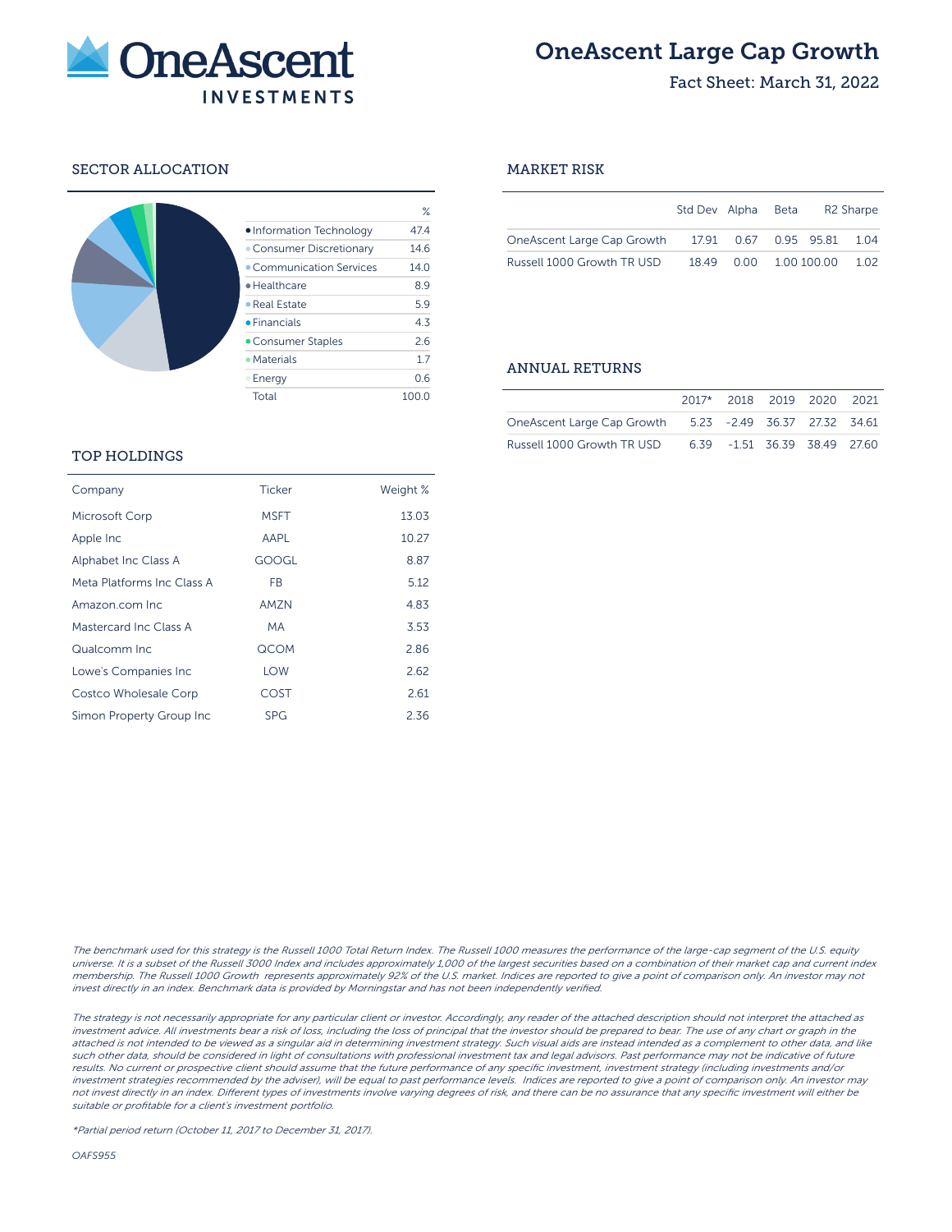# OneAscent Large Cap Growth

Fact Sheet: March 31, 2022

## SECTOR ALLOCATION

| | % |
|---|---|
| Information Technology | 47.4 |
| Consumer Discretionary | 14.6 |
| Communication Services | 14.0 |
| Healthcare | 8.9 |
| Real Estate | 5.9 |
| Financials | 4.3 |
| Consumer Staples | 2.6 |
| Materials | 1.7 |
| Energy | 0.6 |
| Total | 100.0 |

## MARKET RISK

| | Std Dev | Alpha | Beta | R2 | Sharpe |
|---|---|---|---|---|---|
| OneAscent Large Cap Growth | 17.91 | 0.67 | 0.95 | 95.81 | 1.04 |
| Russell 1000 Growth TR USD | 18.49 | 0.00 | 1.00 | 100.00 | 1.02 |

## ANNUAL RETURNS

| | 2017* | 2018 | 2019 | 2020 | 2021 |
|---|---|---|---|---|---|
| OneAscent Large Cap Growth | 5.23 | -2.49 | 36.37 | 27.32 | 34.61 |
| Russell 1000 Growth TR USD | 6.39 | -1.51 | 36.39 | 38.49 | 27.60 |

## TOP HOLDINGS

| Company | Ticker | Weight % |
|---|---|---|
| Microsoft Corp | MSFT | 13.03 |
| Apple Inc | AAPL | 10.27 |
| Alphabet Inc Class A | GOOGL | 8.87 |
| Meta Platforms Inc Class A | FB | 5.12 |
| Amazon.com Inc | AMZN | 4.83 |
| Mastercard Inc Class A | MA | 3.53 |
| Qualcomm Inc | QCOM | 2.86 |
| Lowe's Companies Inc | LOW | 2.62 |
| Costco Wholesale Corp | COST | 2.61 |
| Simon Property Group Inc | SPG | 2.36 |

*The benchmark used for this strategy is the Russell 1000 Total Return Index. The Russell 1000 measures the performance of the large-cap segment of the U.S. equity universe. It is a subset of the Russell 3000 Index and includes approximately 1,000 of the largest securities based on a combination of their market cap and current index membership. The Russell 1000 Growth represents approximately 92% of the U.S. market. Indices are reported to give a point of comparison only. An investor may not invest directly in an index. Benchmark data is provided by Morningstar and has not been independently verified.*

*The strategy is not necessarily appropriate for any particular client or investor. Accordingly, any reader of the attached description should not interpret the attached as investment advice. All investments bear a risk of loss, including the loss of principal that the investor should be prepared to bear. The use of any chart or graph in the attached is not intended to be viewed as a singular aid in determining investment strategy. Such visual aids are instead intended as a complement to other data, and like such other data, should be considered in light of consultations with professional investment tax and legal advisors. Past performance may not be indicative of future results. No current or prospective client should assume that the future performance of any specific investment, investment strategy (including investments and/or investment strategies recommended by the adviser), will be equal to past performance levels. Indices are reported to give a point of comparison only. An investor may not invest directly in an index. Different types of investments involve varying degrees of risk, and there can be no assurance that any specific investment will either be suitable or profitable for a client's investment portfolio.*

*\*Partial period return (October 11, 2017 to December 31, 2017).*

*OAFS955*